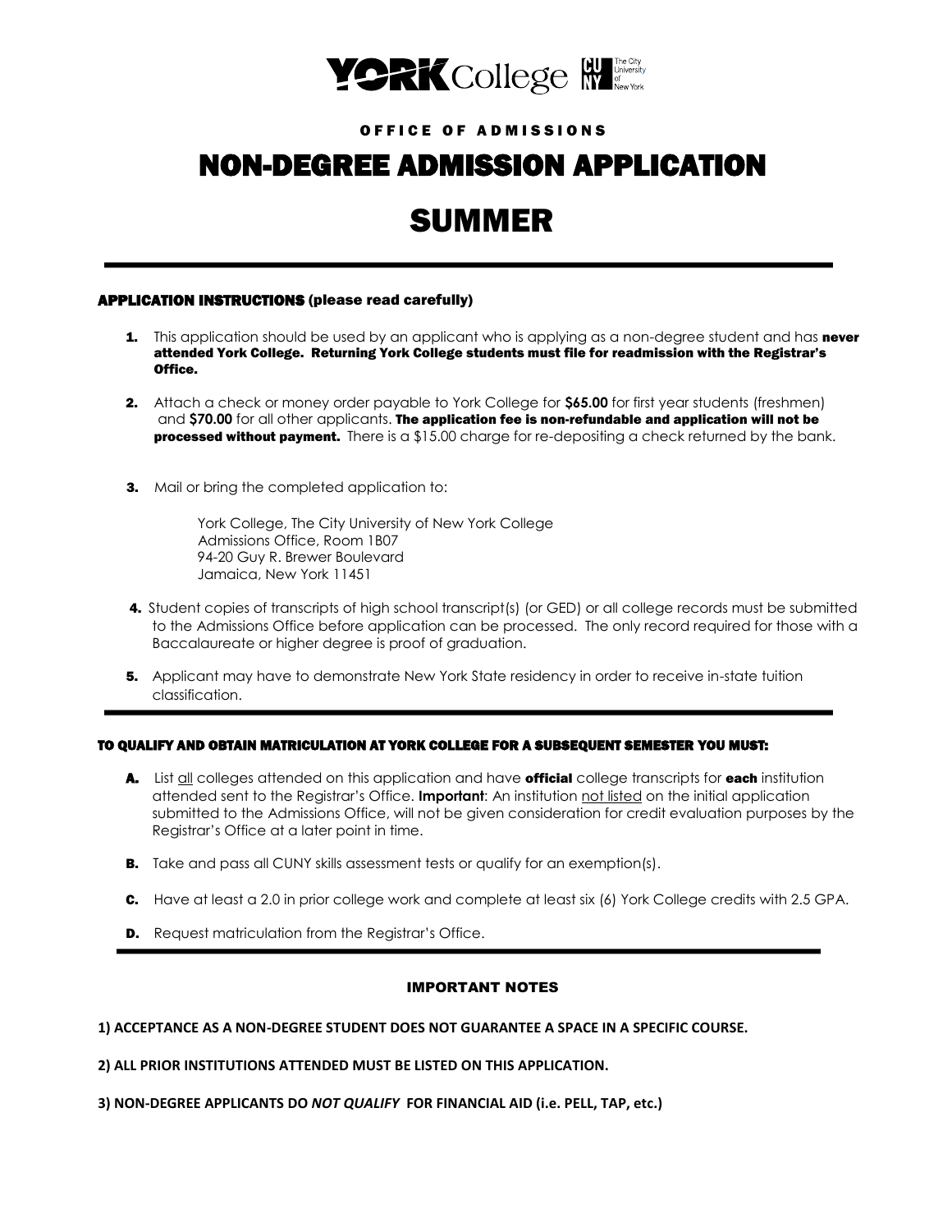# YORK College — The City University of New York

OFFICE OF ADMISSIONS

# NON-DEGREE ADMISSION APPLICATION

# SUMMER

---

### APPLICATION INSTRUCTIONS (please read carefully)

1. This application should be used by an applicant who is applying as a non-degree student and has **never attended York College. Returning York College students must file for readmission with the Registrar's Office.**

2. Attach a check or money order payable to York College for **$65.00** for first year students (freshmen) and **$70.00** for all other applicants. **The application fee is non-refundable and application will not be processed without payment.** There is a $15.00 charge for re-depositing a check returned by the bank.

3. Mail or bring the completed application to:

   York College, The City University of New York College
   Admissions Office, Room 1B07
   94-20 Guy R. Brewer Boulevard
   Jamaica, New York 11451

4. Student copies of transcripts of high school transcript(s) (or GED) or all college records must be submitted to the Admissions Office before application can be processed. The only record required for those with a Baccalaureate or higher degree is proof of graduation.

5. Applicant may have to demonstrate New York State residency in order to receive in-state tuition classification.

---

### TO QUALIFY AND OBTAIN MATRICULATION AT YORK COLLEGE FOR A SUBSEQUENT SEMESTER YOU MUST:

**A.** List all colleges attended on this application and have **official** college transcripts for **each** institution attended sent to the Registrar's Office. **Important**: An institution not listed on the initial application submitted to the Admissions Office, will not be given consideration for credit evaluation purposes by the Registrar's Office at a later point in time.

**B.** Take and pass all CUNY skills assessment tests or qualify for an exemption(s).

**C.** Have at least a 2.0 in prior college work and complete at least six (6) York College credits with 2.5 GPA.

**D.** Request matriculation from the Registrar's Office.

---

### IMPORTANT NOTES

**1) ACCEPTANCE AS A NON-DEGREE STUDENT DOES NOT GUARANTEE A SPACE IN A SPECIFIC COURSE.**

**2) ALL PRIOR INSTITUTIONS ATTENDED MUST BE LISTED ON THIS APPLICATION.**

**3) NON-DEGREE APPLICANTS DO *NOT QUALIFY* FOR FINANCIAL AID (i.e. PELL, TAP, etc.)**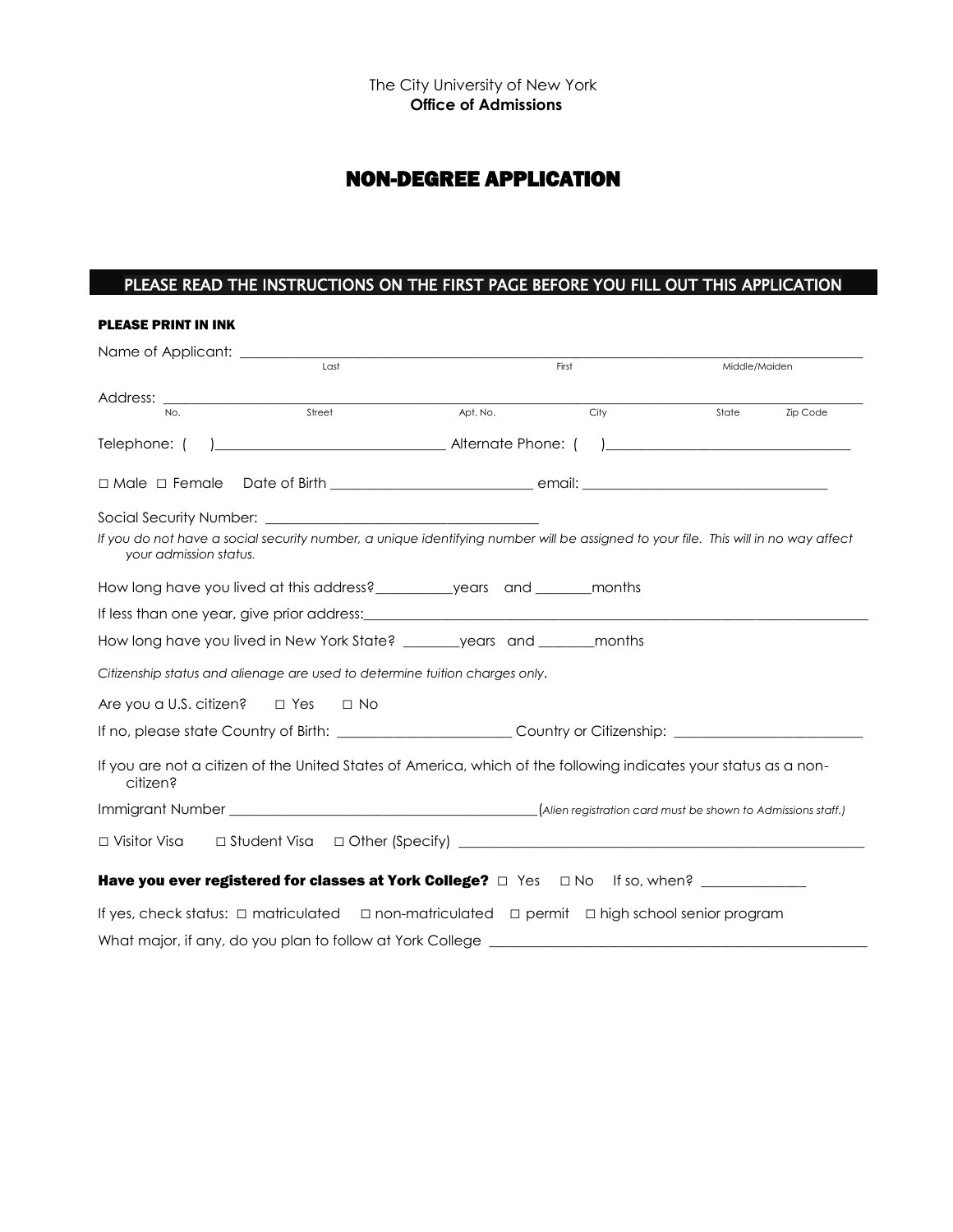The City University of New York
**Office of Admissions**

# NON-DEGREE APPLICATION

## PLEASE READ THE INSTRUCTIONS ON THE FIRST PAGE BEFORE YOU FILL OUT THIS APPLICATION

**PLEASE PRINT IN INK**

Name of Applicant: ______________________________________________________________________
Last First Middle/Maiden

Address: ______________________________________________________________________
No. Street Apt. No. City State Zip Code

Telephone: (   )______________________________ Alternate Phone: (   )______________________________

□ Male □ Female  Date of Birth __________________________ email: ________________________________

Social Security Number: ____________________________________

*If you do not have a social security number, a unique identifying number will be assigned to your file. This will in no way affect your admission status.*

How long have you lived at this address?__________years and _______months

If less than one year, give prior address:______________________________________________________________

How long have you lived in New York State? _______years and _______months

*Citizenship status and alienage are used to determine tuition charges only.*

Are you a U.S. citizen? □ Yes □ No

If no, please state Country of Birth: _______________________ Country or Citizenship: ________________________

If you are not a citizen of the United States of America, which of the following indicates your status as a non-citizen?

Immigrant Number __________________________________________(*Alien registration card must be shown to Admissions staff.)*

□ Visitor Visa □ Student Visa □ Other (Specify) _______________________________________________________

**Have you ever registered for classes at York College?** □ Yes □ No  If so, when? _____________

If yes, check status: □ matriculated □ non-matriculated □ permit □ high school senior program

What major, if any, do you plan to follow at York College ___________________________________________________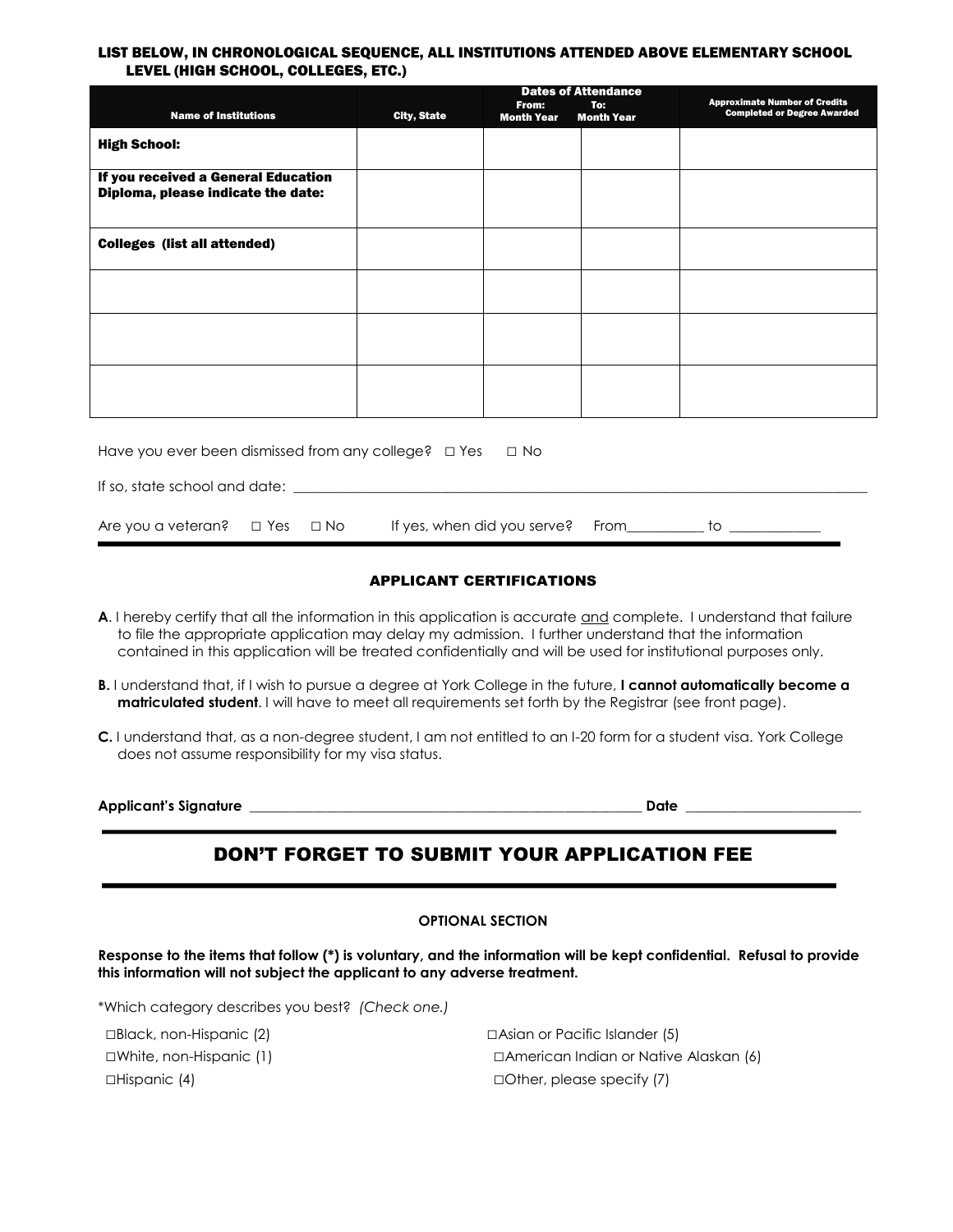### LIST BELOW, IN CHRONOLOGICAL SEQUENCE, ALL INSTITUTIONS ATTENDED ABOVE ELEMENTARY SCHOOL LEVEL (HIGH SCHOOL, COLLEGES, ETC.)

| Name of Institutions | City, State | Dates of Attendance From: Month Year | To: Month Year | Approximate Number of Credits Completed or Degree Awarded |
|---|---|---|---|---|
| **High School:** | | | | |
| **If you received a General Education Diploma, please indicate the date:** | | | | |
| **Colleges (list all attended)** | | | | |
| | | | | |
| | | | | |
| | | | | |

Have you ever been dismissed from any college? □ Yes □ No

If so, state school and date: ____________________________________________

Are you a veteran? □ Yes □ No If yes, when did you serve? From__________ to ____________

## APPLICANT CERTIFICATIONS

**A**. I hereby certify that all the information in this application is accurate and complete. I understand that failure to file the appropriate application may delay my admission. I further understand that the information contained in this application will be treated confidentially and will be used for institutional purposes only.

**B.** I understand that, if I wish to pursue a degree at York College in the future, **I cannot automatically become a matriculated student**. I will have to meet all requirements set forth by the Registrar (see front page).

**C.** I understand that, as a non-degree student, I am not entitled to an I-20 form for a student visa. York College does not assume responsibility for my visa status.

**Applicant's Signature** ______________________________________________ **Date** ______________________

## DON'T FORGET TO SUBMIT YOUR APPLICATION FEE

**OPTIONAL SECTION**

**Response to the items that follow (*) is voluntary, and the information will be kept confidential. Refusal to provide this information will not subject the applicant to any adverse treatment.**

*Which category describes you best? *(Check one.)*

□Black, non-Hispanic (2)

□White, non-Hispanic (1)

□Hispanic (4)

□Asian or Pacific Islander (5)

□American Indian or Native Alaskan (6)

□Other, please specify (7)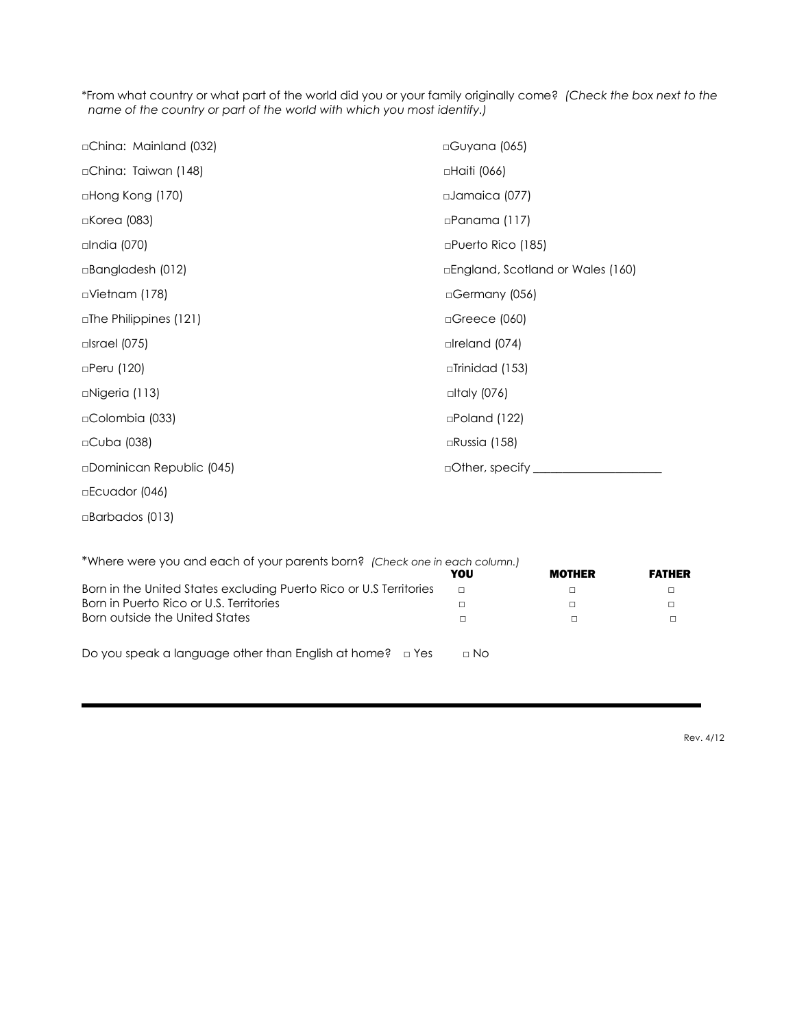*From what country or what part of the world did you or your family originally come? *(Check the box next to the name of the country or part of the world with which you most identify.)*

- □China: Mainland (032)
- □China: Taiwan (148)
- □Hong Kong (170)
- □Korea (083)
- □India (070)
- □Bangladesh (012)
- □Vietnam (178)
- □The Philippines (121)
- □Israel (075)
- □Peru (120)
- □Nigeria (113)
- □Colombia (033)
- □Cuba (038)
- □Dominican Republic (045)
- □Ecuador (046)
- □Barbados (013)
- □Guyana (065)
- □Haiti (066)
- □Jamaica (077)
- □Panama (117)
- □Puerto Rico (185)
- □England, Scotland or Wales (160)
- □Germany (056)
- □Greece (060)
- □Ireland (074)
- □Trinidad (153)
- □Italy (076)
- □Poland (122)
- □Russia (158)
- □Other, specify ______________________

*Where were you and each of your parents born? *(Check one in each column.)*

| | YOU | MOTHER | FATHER |
|---|---|---|---|
| Born in the United States excluding Puerto Rico or U.S Territories | □ | □ | □ |
| Born in Puerto Rico or U.S. Territories | □ | □ | □ |
| Born outside the United States | □ | □ | □ |

Do you speak a language other than English at home? □ Yes □ No

Rev. 4/12